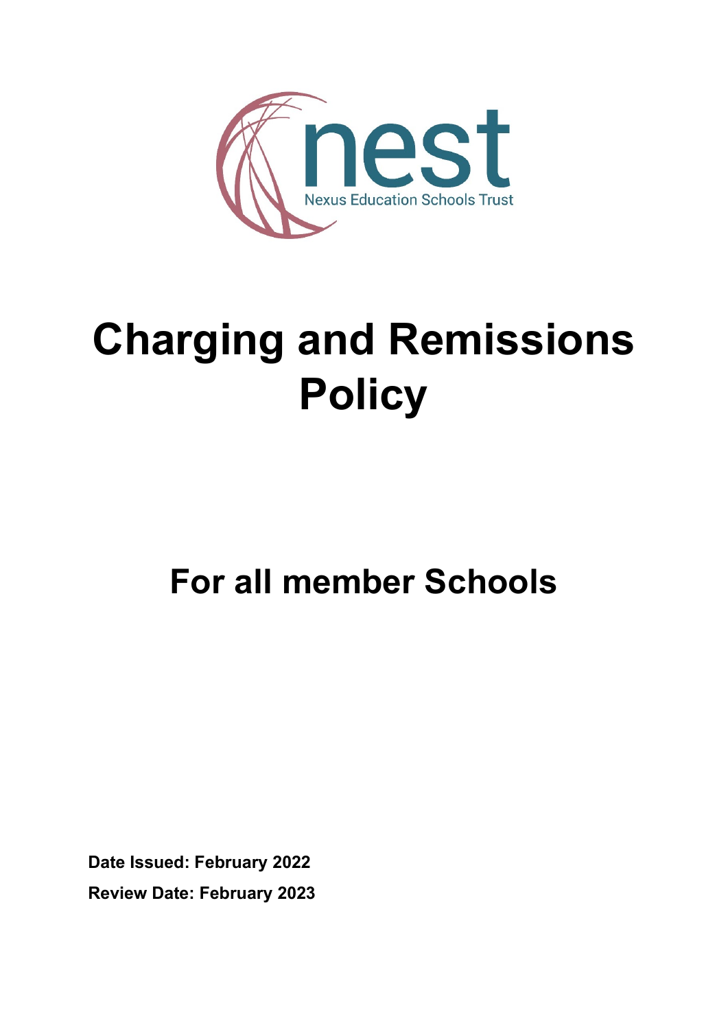nest

Nexus Education Schools Trust

# Charging and Remissions Policy

## For all member Schools

**Date Issued: February 2022**

**Review Date: February 2023**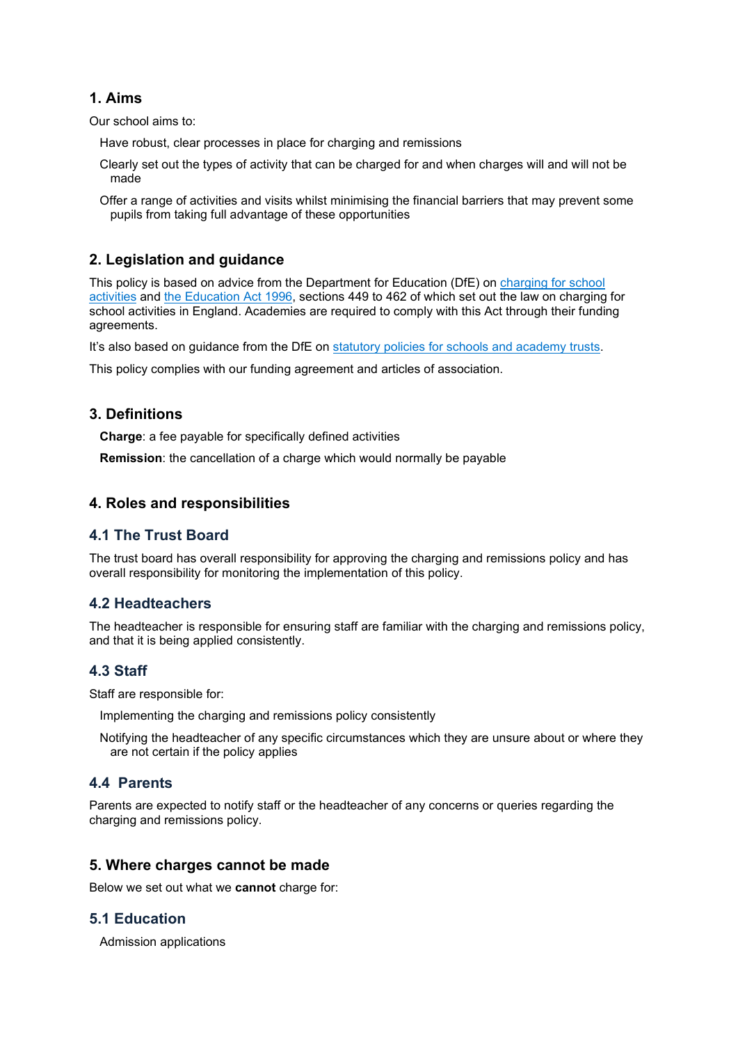## 1. Aims

Our school aims to:

- Have robust, clear processes in place for charging and remissions
- Clearly set out the types of activity that can be charged for and when charges will and will not be made
- Offer a range of activities and visits whilst minimising the financial barriers that may prevent some pupils from taking full advantage of these opportunities

## 2. Legislation and guidance

This policy is based on advice from the Department for Education (DfE) on charging for school activities and the Education Act 1996, sections 449 to 462 of which set out the law on charging for school activities in England. Academies are required to comply with this Act through their funding agreements.

It's also based on guidance from the DfE on statutory policies for schools and academy trusts.

This policy complies with our funding agreement and articles of association.

## 3. Definitions

**Charge**: a fee payable for specifically defined activities

**Remission**: the cancellation of a charge which would normally be payable

## 4. Roles and responsibilities

### 4.1 The Trust Board

The trust board has overall responsibility for approving the charging and remissions policy and has overall responsibility for monitoring the implementation of this policy.

### 4.2 Headteachers

The headteacher is responsible for ensuring staff are familiar with the charging and remissions policy, and that it is being applied consistently.

### 4.3 Staff

Staff are responsible for:

- Implementing the charging and remissions policy consistently
- Notifying the headteacher of any specific circumstances which they are unsure about or where they are not certain if the policy applies

### 4.4 Parents

Parents are expected to notify staff or the headteacher of any concerns or queries regarding the charging and remissions policy.

## 5. Where charges cannot be made

Below we set out what we **cannot** charge for:

### 5.1 Education

- Admission applications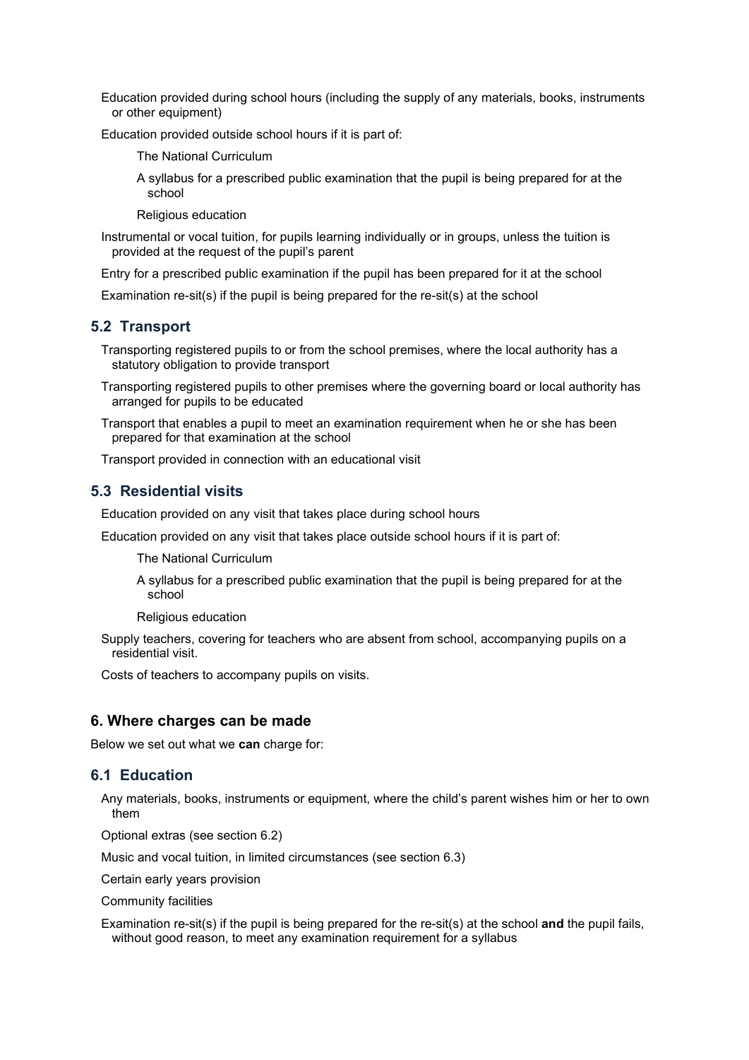- Education provided during school hours (including the supply of any materials, books, instruments or other equipment)
- Education provided outside school hours if it is part of:
  - The National Curriculum
  - A syllabus for a prescribed public examination that the pupil is being prepared for at the school
  - Religious education
- Instrumental or vocal tuition, for pupils learning individually or in groups, unless the tuition is provided at the request of the pupil's parent
- Entry for a prescribed public examination if the pupil has been prepared for it at the school
- Examination re-sit(s) if the pupil is being prepared for the re-sit(s) at the school

### 5.2 Transport

- Transporting registered pupils to or from the school premises, where the local authority has a statutory obligation to provide transport
- Transporting registered pupils to other premises where the governing board or local authority has arranged for pupils to be educated
- Transport that enables a pupil to meet an examination requirement when he or she has been prepared for that examination at the school
- Transport provided in connection with an educational visit

### 5.3 Residential visits

- Education provided on any visit that takes place during school hours
- Education provided on any visit that takes place outside school hours if it is part of:
  - The National Curriculum
  - A syllabus for a prescribed public examination that the pupil is being prepared for at the school
  - Religious education
- Supply teachers, covering for teachers who are absent from school, accompanying pupils on a residential visit.
- Costs of teachers to accompany pupils on visits.

## 6. Where charges can be made

Below we set out what we **can** charge for:

### 6.1 Education

- Any materials, books, instruments or equipment, where the child's parent wishes him or her to own them
- Optional extras (see section 6.2)
- Music and vocal tuition, in limited circumstances (see section 6.3)
- Certain early years provision
- Community facilities
- Examination re-sit(s) if the pupil is being prepared for the re-sit(s) at the school **and** the pupil fails, without good reason, to meet any examination requirement for a syllabus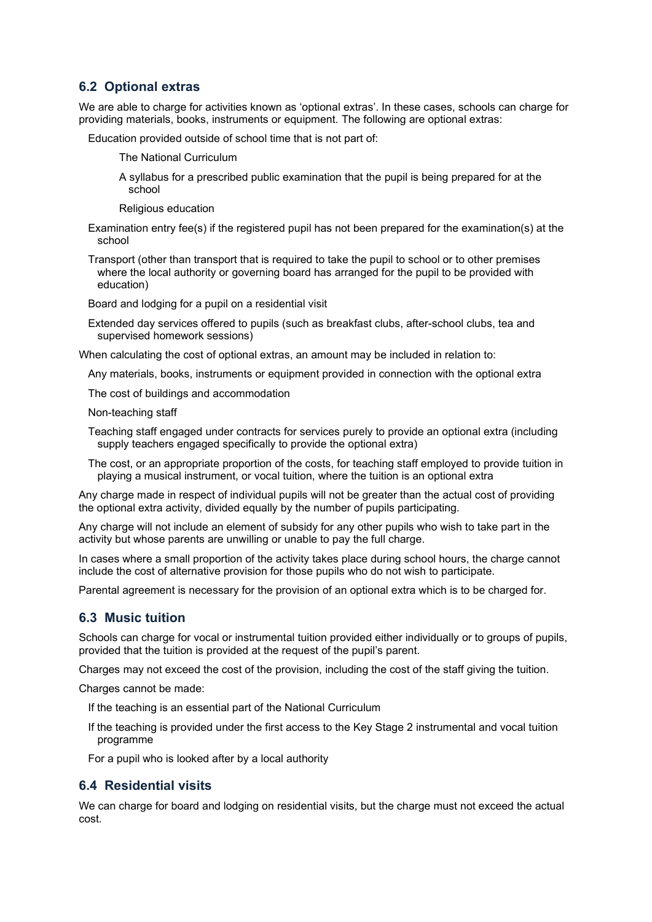### 6.2 Optional extras

We are able to charge for activities known as 'optional extras'. In these cases, schools can charge for providing materials, books, instruments or equipment. The following are optional extras:

- Education provided outside of school time that is not part of:
  - The National Curriculum
  - A syllabus for a prescribed public examination that the pupil is being prepared for at the school
  - Religious education
- Examination entry fee(s) if the registered pupil has not been prepared for the examination(s) at the school
- Transport (other than transport that is required to take the pupil to school or to other premises where the local authority or governing board has arranged for the pupil to be provided with education)
- Board and lodging for a pupil on a residential visit
- Extended day services offered to pupils (such as breakfast clubs, after-school clubs, tea and supervised homework sessions)

When calculating the cost of optional extras, an amount may be included in relation to:

- Any materials, books, instruments or equipment provided in connection with the optional extra
- The cost of buildings and accommodation
- Non-teaching staff
- Teaching staff engaged under contracts for services purely to provide an optional extra (including supply teachers engaged specifically to provide the optional extra)
- The cost, or an appropriate proportion of the costs, for teaching staff employed to provide tuition in playing a musical instrument, or vocal tuition, where the tuition is an optional extra

Any charge made in respect of individual pupils will not be greater than the actual cost of providing the optional extra activity, divided equally by the number of pupils participating.

Any charge will not include an element of subsidy for any other pupils who wish to take part in the activity but whose parents are unwilling or unable to pay the full charge.

In cases where a small proportion of the activity takes place during school hours, the charge cannot include the cost of alternative provision for those pupils who do not wish to participate.

Parental agreement is necessary for the provision of an optional extra which is to be charged for.

### 6.3 Music tuition

Schools can charge for vocal or instrumental tuition provided either individually or to groups of pupils, provided that the tuition is provided at the request of the pupil's parent.

Charges may not exceed the cost of the provision, including the cost of the staff giving the tuition.

Charges cannot be made:

- If the teaching is an essential part of the National Curriculum
- If the teaching is provided under the first access to the Key Stage 2 instrumental and vocal tuition programme
- For a pupil who is looked after by a local authority

### 6.4 Residential visits

We can charge for board and lodging on residential visits, but the charge must not exceed the actual cost.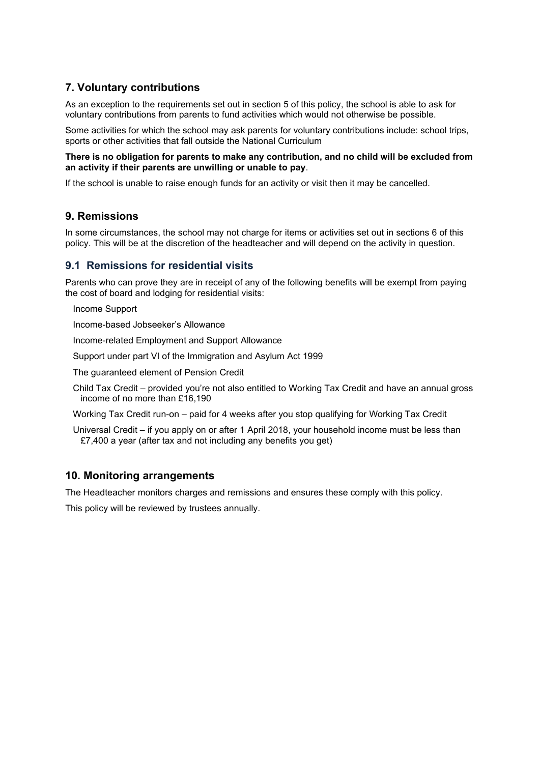## 7. Voluntary contributions

As an exception to the requirements set out in section 5 of this policy, the school is able to ask for voluntary contributions from parents to fund activities which would not otherwise be possible.

Some activities for which the school may ask parents for voluntary contributions include: school trips, sports or other activities that fall outside the National Curriculum

**There is no obligation for parents to make any contribution, and no child will be excluded from an activity if their parents are unwilling or unable to pay**.

If the school is unable to raise enough funds for an activity or visit then it may be cancelled.

## 9. Remissions

In some circumstances, the school may not charge for items or activities set out in sections 6 of this policy. This will be at the discretion of the headteacher and will depend on the activity in question.

### 9.1 Remissions for residential visits

Parents who can prove they are in receipt of any of the following benefits will be exempt from paying the cost of board and lodging for residential visits:

- Income Support
- Income-based Jobseeker's Allowance
- Income-related Employment and Support Allowance
- Support under part VI of the Immigration and Asylum Act 1999
- The guaranteed element of Pension Credit
- Child Tax Credit – provided you're not also entitled to Working Tax Credit and have an annual gross income of no more than £16,190
- Working Tax Credit run-on – paid for 4 weeks after you stop qualifying for Working Tax Credit
- Universal Credit – if you apply on or after 1 April 2018, your household income must be less than £7,400 a year (after tax and not including any benefits you get)

## 10. Monitoring arrangements

The Headteacher monitors charges and remissions and ensures these comply with this policy.

This policy will be reviewed by trustees annually.